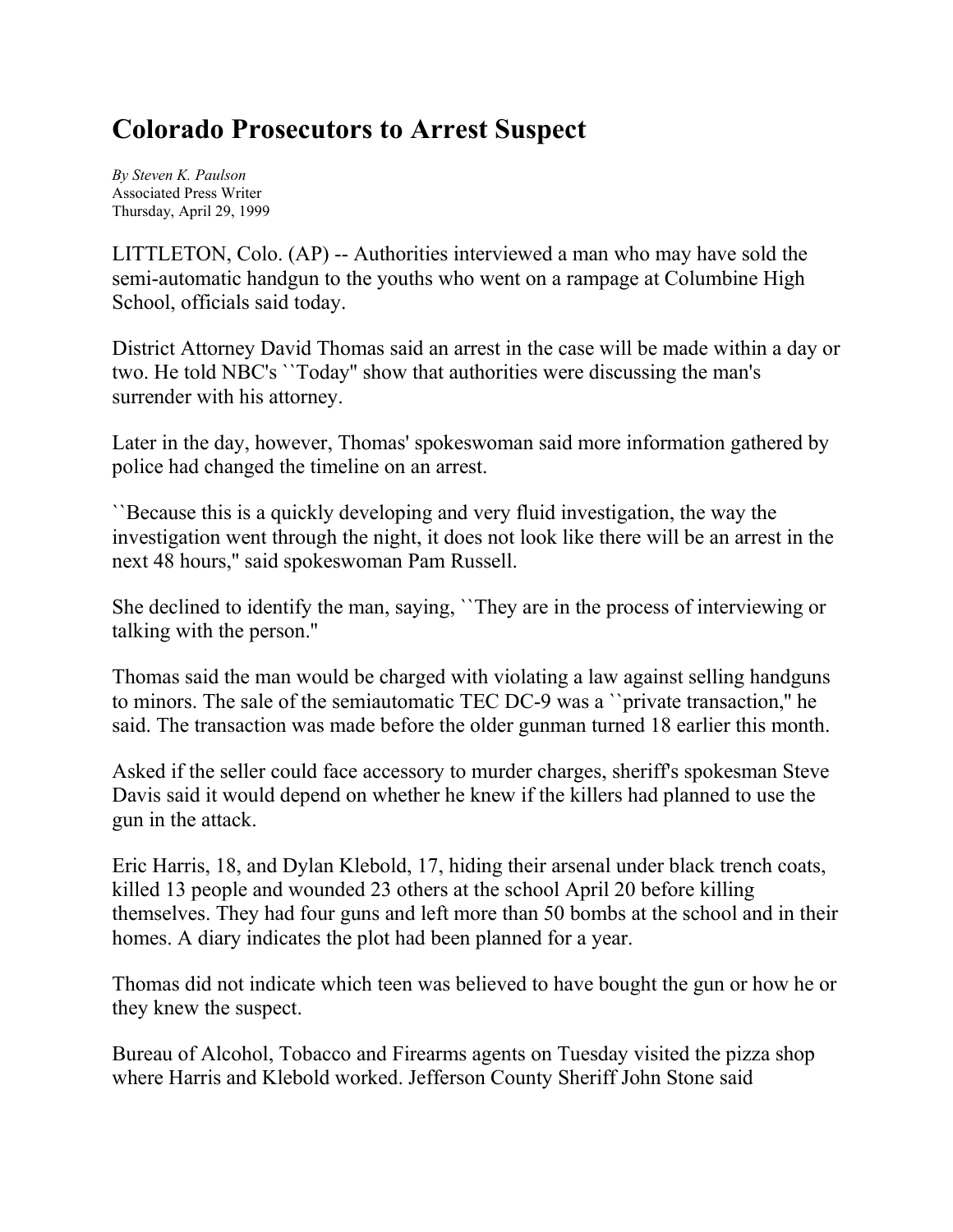# Colorado Prosecutors to Arrest Suspect

*By Steven K. Paulson*
Associated Press Writer
Thursday, April 29, 1999

LITTLETON, Colo. (AP) -- Authorities interviewed a man who may have sold the semi-automatic handgun to the youths who went on a rampage at Columbine High School, officials said today.

District Attorney David Thomas said an arrest in the case will be made within a day or two. He told NBC's ``Today'' show that authorities were discussing the man's surrender with his attorney.

Later in the day, however, Thomas' spokeswoman said more information gathered by police had changed the timeline on an arrest.

``Because this is a quickly developing and very fluid investigation, the way the investigation went through the night, it does not look like there will be an arrest in the next 48 hours,'' said spokeswoman Pam Russell.

She declined to identify the man, saying, ``They are in the process of interviewing or talking with the person.''

Thomas said the man would be charged with violating a law against selling handguns to minors. The sale of the semiautomatic TEC DC-9 was a ``private transaction,'' he said. The transaction was made before the older gunman turned 18 earlier this month.

Asked if the seller could face accessory to murder charges, sheriff's spokesman Steve Davis said it would depend on whether he knew if the killers had planned to use the gun in the attack.

Eric Harris, 18, and Dylan Klebold, 17, hiding their arsenal under black trench coats, killed 13 people and wounded 23 others at the school April 20 before killing themselves. They had four guns and left more than 50 bombs at the school and in their homes. A diary indicates the plot had been planned for a year.

Thomas did not indicate which teen was believed to have bought the gun or how he or they knew the suspect.

Bureau of Alcohol, Tobacco and Firearms agents on Tuesday visited the pizza shop where Harris and Klebold worked. Jefferson County Sheriff John Stone said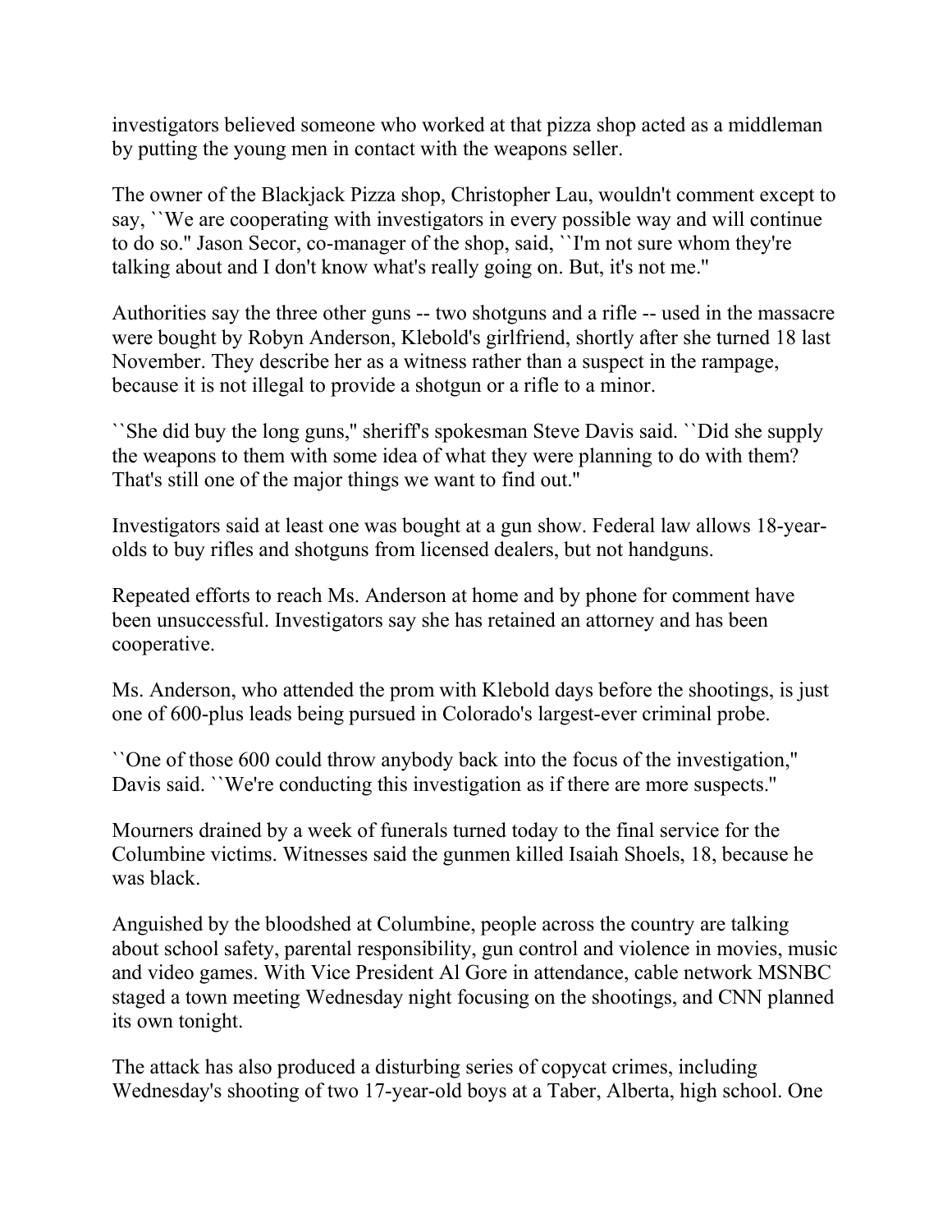investigators believed someone who worked at that pizza shop acted as a middleman by putting the young men in contact with the weapons seller.

The owner of the Blackjack Pizza shop, Christopher Lau, wouldn't comment except to say, ``We are cooperating with investigators in every possible way and will continue to do so.'' Jason Secor, co-manager of the shop, said, ``I'm not sure whom they're talking about and I don't know what's really going on. But, it's not me.''

Authorities say the three other guns -- two shotguns and a rifle -- used in the massacre were bought by Robyn Anderson, Klebold's girlfriend, shortly after she turned 18 last November. They describe her as a witness rather than a suspect in the rampage, because it is not illegal to provide a shotgun or a rifle to a minor.

``She did buy the long guns,'' sheriff's spokesman Steve Davis said. ``Did she supply the weapons to them with some idea of what they were planning to do with them? That's still one of the major things we want to find out.''

Investigators said at least one was bought at a gun show. Federal law allows 18-year-olds to buy rifles and shotguns from licensed dealers, but not handguns.

Repeated efforts to reach Ms. Anderson at home and by phone for comment have been unsuccessful. Investigators say she has retained an attorney and has been cooperative.

Ms. Anderson, who attended the prom with Klebold days before the shootings, is just one of 600-plus leads being pursued in Colorado's largest-ever criminal probe.

``One of those 600 could throw anybody back into the focus of the investigation,'' Davis said. ``We're conducting this investigation as if there are more suspects.''

Mourners drained by a week of funerals turned today to the final service for the Columbine victims. Witnesses said the gunmen killed Isaiah Shoels, 18, because he was black.

Anguished by the bloodshed at Columbine, people across the country are talking about school safety, parental responsibility, gun control and violence in movies, music and video games. With Vice President Al Gore in attendance, cable network MSNBC staged a town meeting Wednesday night focusing on the shootings, and CNN planned its own tonight.

The attack has also produced a disturbing series of copycat crimes, including Wednesday's shooting of two 17-year-old boys at a Taber, Alberta, high school. One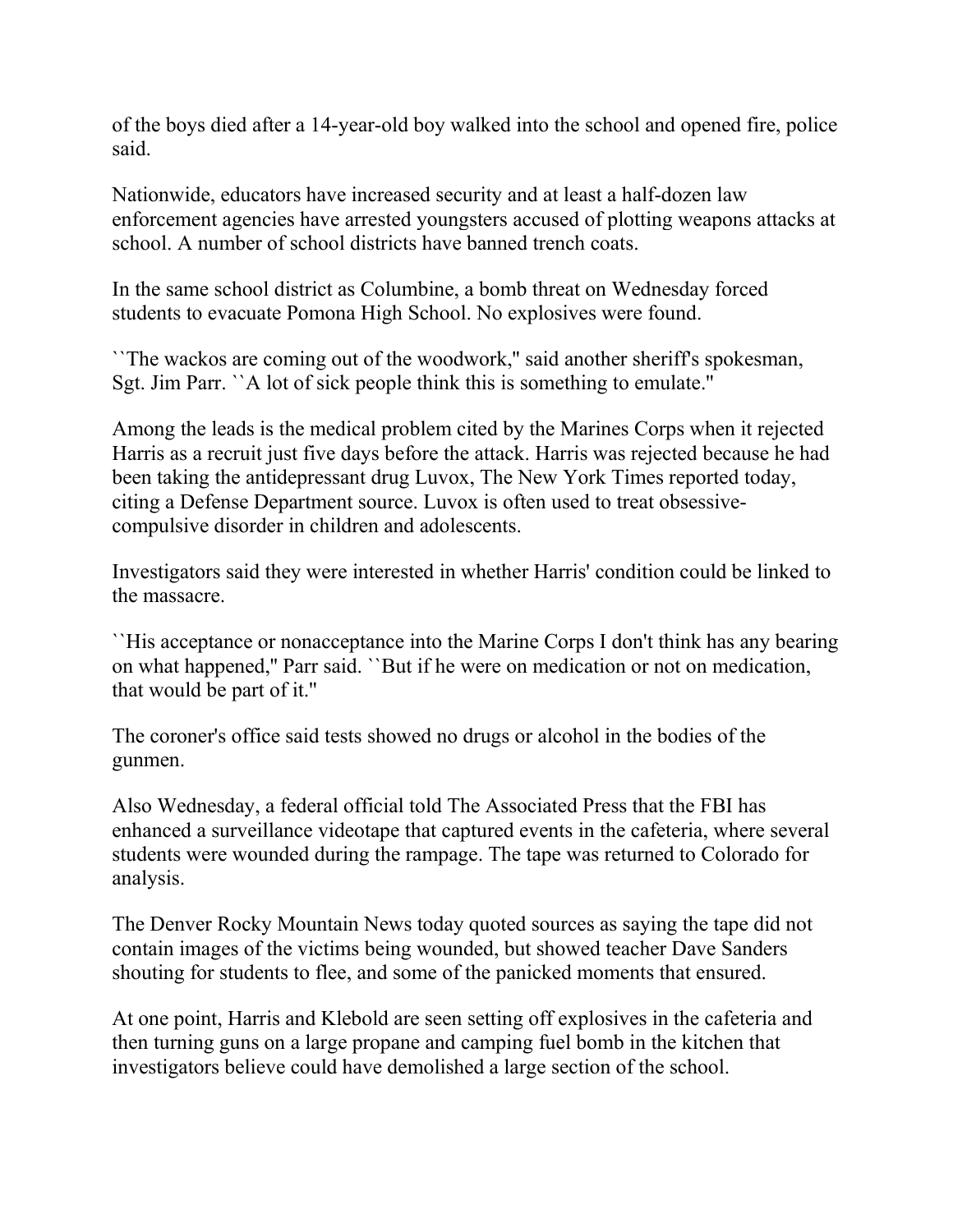of the boys died after a 14-year-old boy walked into the school and opened fire, police said.

Nationwide, educators have increased security and at least a half-dozen law enforcement agencies have arrested youngsters accused of plotting weapons attacks at school. A number of school districts have banned trench coats.

In the same school district as Columbine, a bomb threat on Wednesday forced students to evacuate Pomona High School. No explosives were found.

``The wackos are coming out of the woodwork,'' said another sheriff's spokesman, Sgt. Jim Parr. ``A lot of sick people think this is something to emulate.''

Among the leads is the medical problem cited by the Marines Corps when it rejected Harris as a recruit just five days before the attack. Harris was rejected because he had been taking the antidepressant drug Luvox, The New York Times reported today, citing a Defense Department source. Luvox is often used to treat obsessive-compulsive disorder in children and adolescents.

Investigators said they were interested in whether Harris' condition could be linked to the massacre.

``His acceptance or nonacceptance into the Marine Corps I don't think has any bearing on what happened,'' Parr said. ``But if he were on medication or not on medication, that would be part of it.''

The coroner's office said tests showed no drugs or alcohol in the bodies of the gunmen.

Also Wednesday, a federal official told The Associated Press that the FBI has enhanced a surveillance videotape that captured events in the cafeteria, where several students were wounded during the rampage. The tape was returned to Colorado for analysis.

The Denver Rocky Mountain News today quoted sources as saying the tape did not contain images of the victims being wounded, but showed teacher Dave Sanders shouting for students to flee, and some of the panicked moments that ensured.

At one point, Harris and Klebold are seen setting off explosives in the cafeteria and then turning guns on a large propane and camping fuel bomb in the kitchen that investigators believe could have demolished a large section of the school.